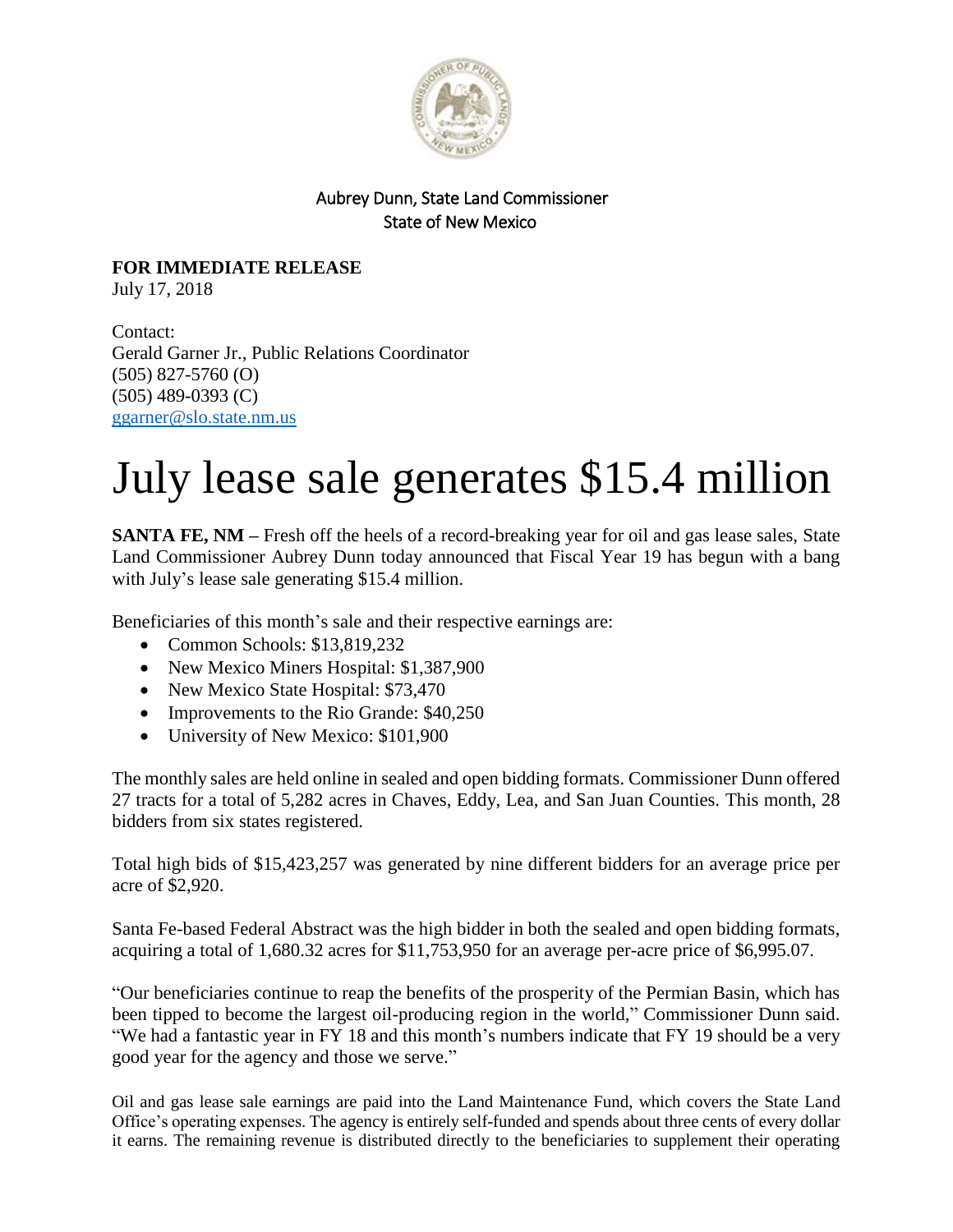Aubrey Dunn, State Land Commissioner
State of New Mexico

**FOR IMMEDIATE RELEASE**
July 17, 2018

Contact:
Gerald Garner Jr., Public Relations Coordinator
(505) 827-5760 (O)
(505) 489-0393 (C)
ggarner@slo.state.nm.us

# July lease sale generates $15.4 million

**SANTA FE, NM –** Fresh off the heels of a record-breaking year for oil and gas lease sales, State Land Commissioner Aubrey Dunn today announced that Fiscal Year 19 has begun with a bang with July's lease sale generating $15.4 million.

Beneficiaries of this month's sale and their respective earnings are:

- Common Schools: $13,819,232
- New Mexico Miners Hospital: $1,387,900
- New Mexico State Hospital: $73,470
- Improvements to the Rio Grande: $40,250
- University of New Mexico: $101,900

The monthly sales are held online in sealed and open bidding formats. Commissioner Dunn offered 27 tracts for a total of 5,282 acres in Chaves, Eddy, Lea, and San Juan Counties. This month, 28 bidders from six states registered.

Total high bids of $15,423,257 was generated by nine different bidders for an average price per acre of $2,920.

Santa Fe-based Federal Abstract was the high bidder in both the sealed and open bidding formats, acquiring a total of 1,680.32 acres for $11,753,950 for an average per-acre price of $6,995.07.

"Our beneficiaries continue to reap the benefits of the prosperity of the Permian Basin, which has been tipped to become the largest oil-producing region in the world," Commissioner Dunn said. "We had a fantastic year in FY 18 and this month's numbers indicate that FY 19 should be a very good year for the agency and those we serve."

Oil and gas lease sale earnings are paid into the Land Maintenance Fund, which covers the State Land Office's operating expenses. The agency is entirely self-funded and spends about three cents of every dollar it earns. The remaining revenue is distributed directly to the beneficiaries to supplement their operating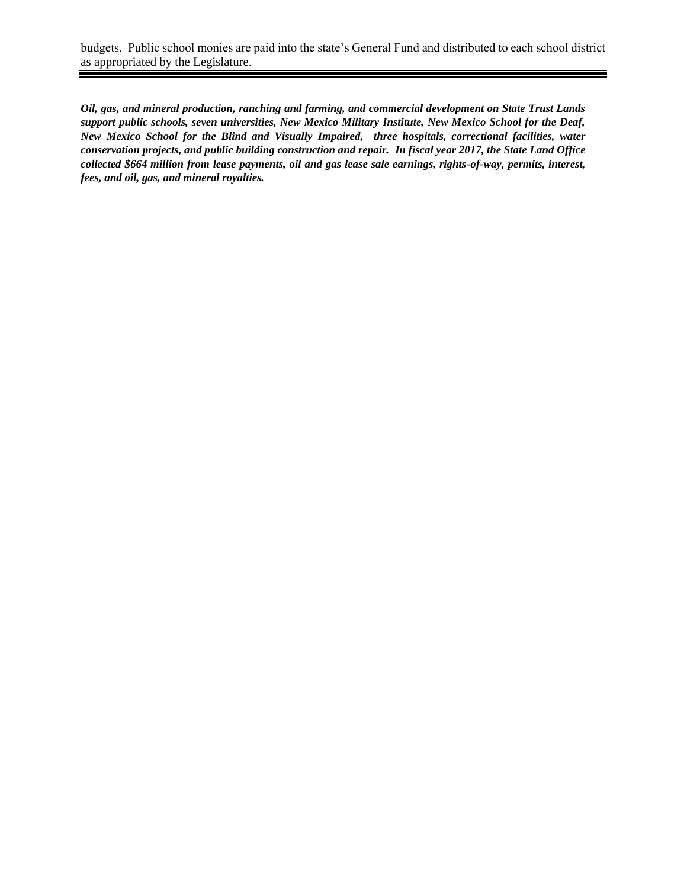budgets. Public school monies are paid into the state's General Fund and distributed to each school district as appropriated by the Legislature.

***Oil, gas, and mineral production, ranching and farming, and commercial development on State Trust Lands support public schools, seven universities, New Mexico Military Institute, New Mexico School for the Deaf, New Mexico School for the Blind and Visually Impaired, three hospitals, correctional facilities, water conservation projects, and public building construction and repair. In fiscal year 2017, the State Land Office collected \$664 million from lease payments, oil and gas lease sale earnings, rights-of-way, permits, interest, fees, and oil, gas, and mineral royalties.***